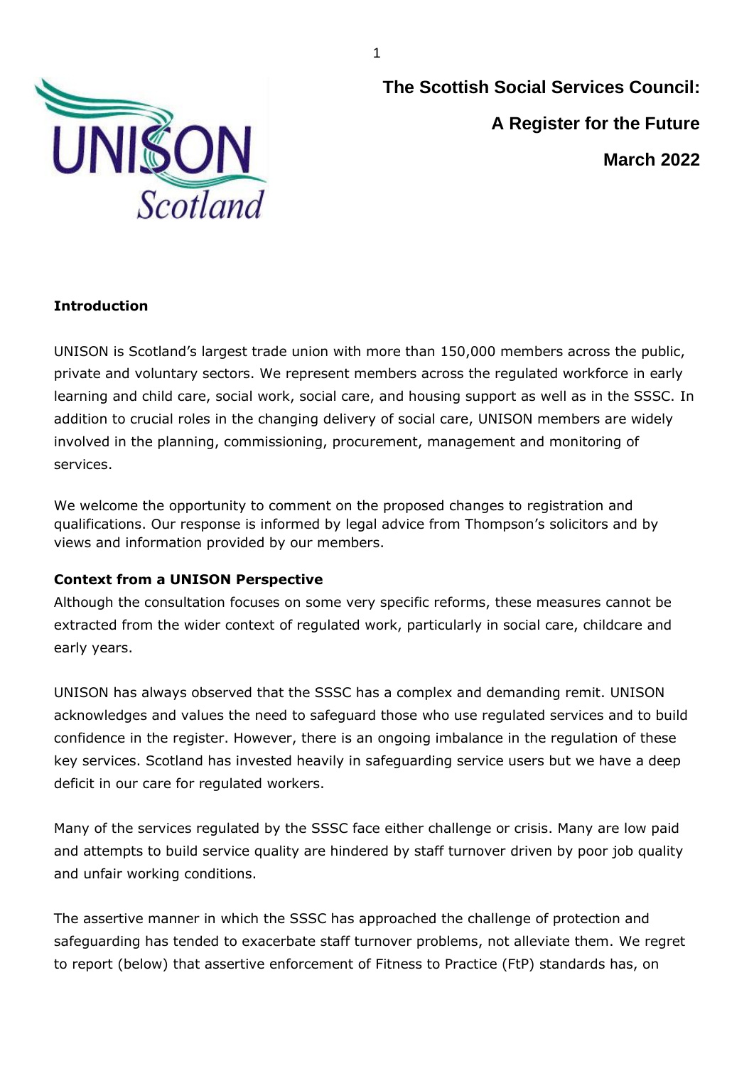# The Scottish Social Services Council: A Register for the Future

**March 2022**

## Introduction

UNISON is Scotland's largest trade union with more than 150,000 members across the public, private and voluntary sectors. We represent members across the regulated workforce in early learning and child care, social work, social care, and housing support as well as in the SSSC. In addition to crucial roles in the changing delivery of social care, UNISON members are widely involved in the planning, commissioning, procurement, management and monitoring of services.

We welcome the opportunity to comment on the proposed changes to registration and qualifications. Our response is informed by legal advice from Thompson's solicitors and by views and information provided by our members.

## Context from a UNISON Perspective

Although the consultation focuses on some very specific reforms, these measures cannot be extracted from the wider context of regulated work, particularly in social care, childcare and early years.

UNISON has always observed that the SSSC has a complex and demanding remit. UNISON acknowledges and values the need to safeguard those who use regulated services and to build confidence in the register. However, there is an ongoing imbalance in the regulation of these key services. Scotland has invested heavily in safeguarding service users but we have a deep deficit in our care for regulated workers.

Many of the services regulated by the SSSC face either challenge or crisis. Many are low paid and attempts to build service quality are hindered by staff turnover driven by poor job quality and unfair working conditions.

The assertive manner in which the SSSC has approached the challenge of protection and safeguarding has tended to exacerbate staff turnover problems, not alleviate them. We regret to report (below) that assertive enforcement of Fitness to Practice (FtP) standards has, on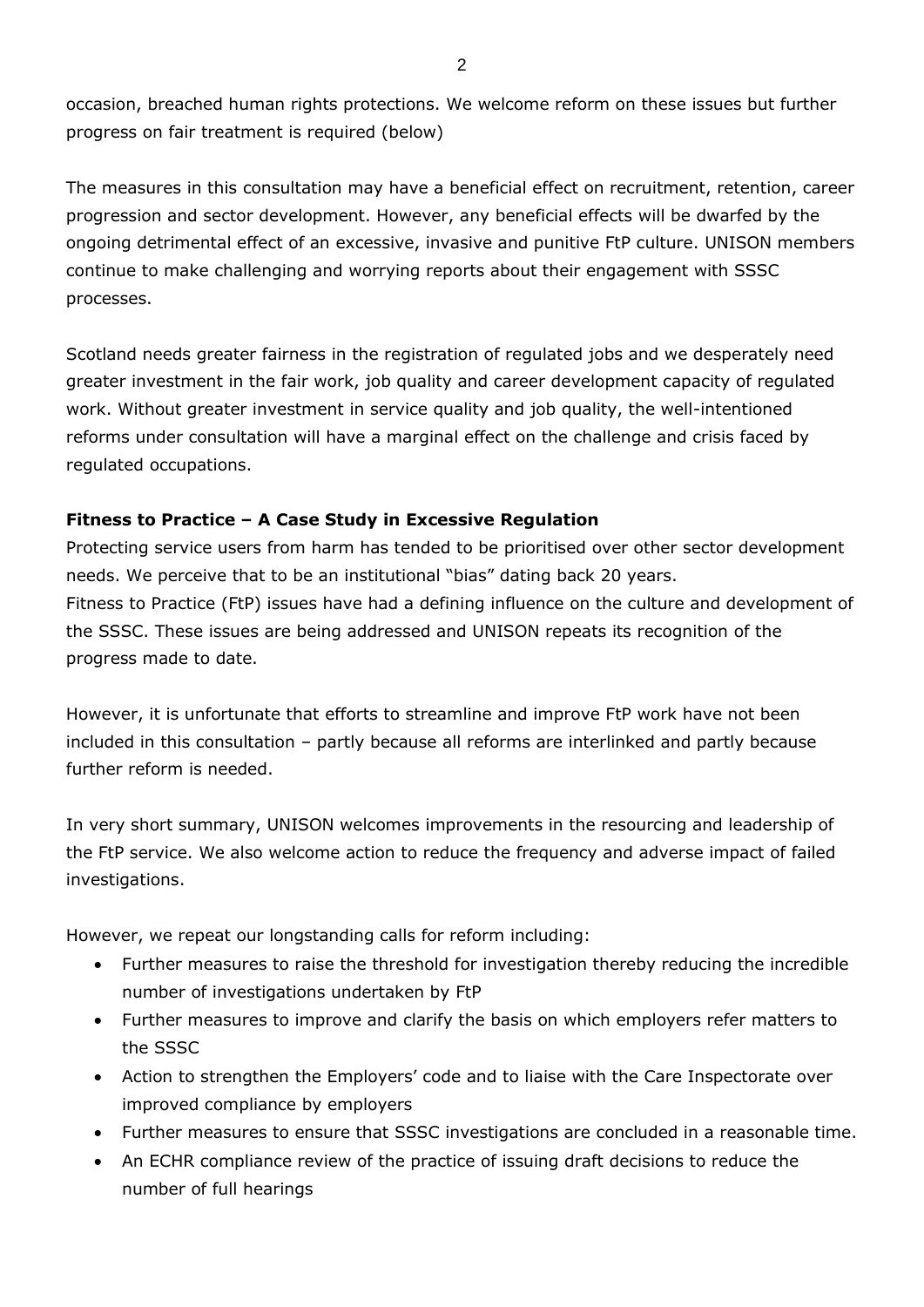occasion, breached human rights protections. We welcome reform on these issues but further progress on fair treatment is required (below)

The measures in this consultation may have a beneficial effect on recruitment, retention, career progression and sector development. However, any beneficial effects will be dwarfed by the ongoing detrimental effect of an excessive, invasive and punitive FtP culture. UNISON members continue to make challenging and worrying reports about their engagement with SSSC processes.

Scotland needs greater fairness in the registration of regulated jobs and we desperately need greater investment in the fair work, job quality and career development capacity of regulated work. Without greater investment in service quality and job quality, the well-intentioned reforms under consultation will have a marginal effect on the challenge and crisis faced by regulated occupations.

**Fitness to Practice – A Case Study in Excessive Regulation**

Protecting service users from harm has tended to be prioritised over other sector development needs. We perceive that to be an institutional "bias" dating back 20 years.
Fitness to Practice (FtP) issues have had a defining influence on the culture and development of the SSSC. These issues are being addressed and UNISON repeats its recognition of the progress made to date.

However, it is unfortunate that efforts to streamline and improve FtP work have not been included in this consultation – partly because all reforms are interlinked and partly because further reform is needed.

In very short summary, UNISON welcomes improvements in the resourcing and leadership of the FtP service. We also welcome action to reduce the frequency and adverse impact of failed investigations.

However, we repeat our longstanding calls for reform including:

- Further measures to raise the threshold for investigation thereby reducing the incredible number of investigations undertaken by FtP
- Further measures to improve and clarify the basis on which employers refer matters to the SSSC
- Action to strengthen the Employers' code and to liaise with the Care Inspectorate over improved compliance by employers
- Further measures to ensure that SSSC investigations are concluded in a reasonable time.
- An ECHR compliance review of the practice of issuing draft decisions to reduce the number of full hearings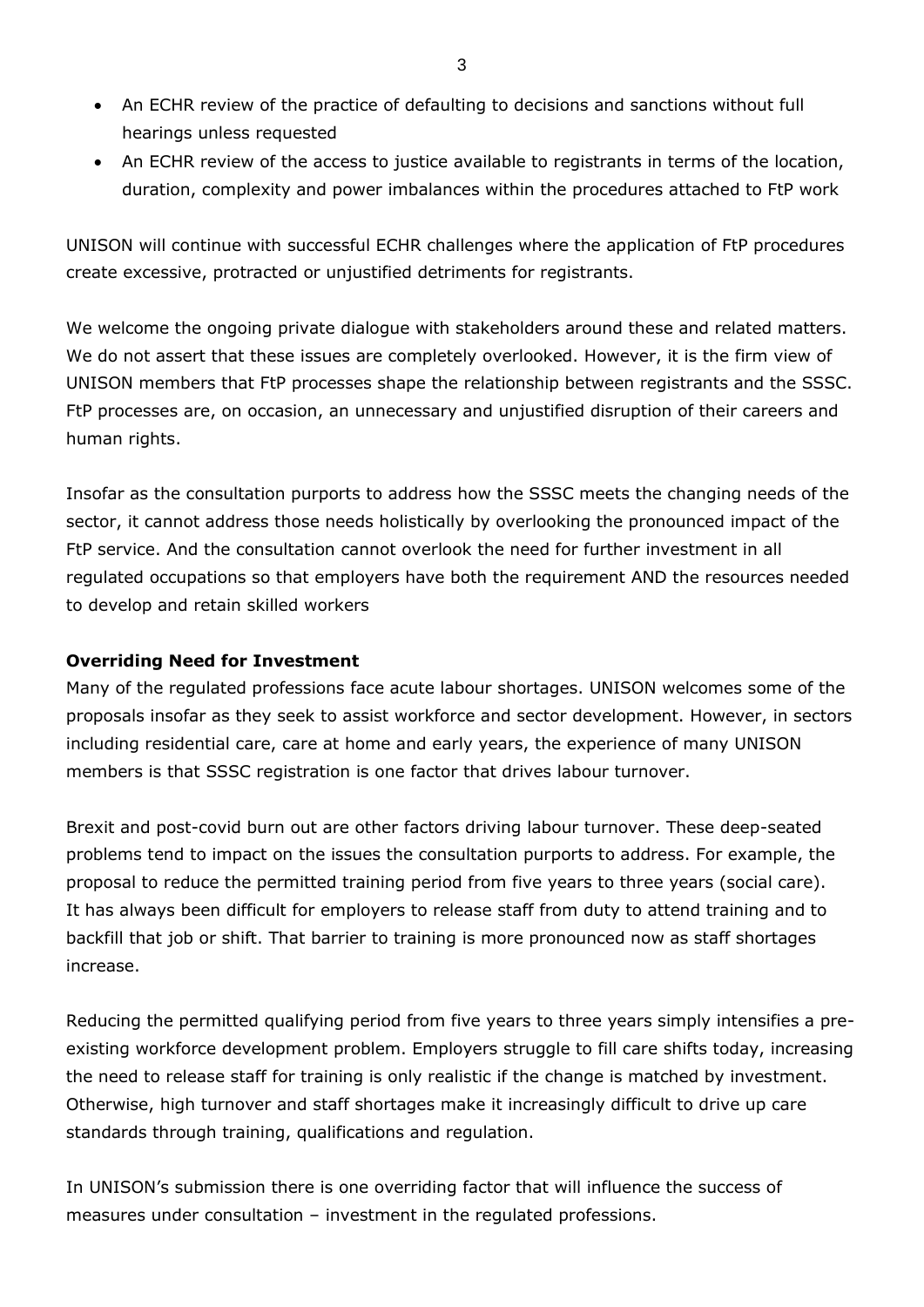- An ECHR review of the practice of defaulting to decisions and sanctions without full hearings unless requested
- An ECHR review of the access to justice available to registrants in terms of the location, duration, complexity and power imbalances within the procedures attached to FtP work

UNISON will continue with successful ECHR challenges where the application of FtP procedures create excessive, protracted or unjustified detriments for registrants.

We welcome the ongoing private dialogue with stakeholders around these and related matters. We do not assert that these issues are completely overlooked. However, it is the firm view of UNISON members that FtP processes shape the relationship between registrants and the SSSC. FtP processes are, on occasion, an unnecessary and unjustified disruption of their careers and human rights.

Insofar as the consultation purports to address how the SSSC meets the changing needs of the sector, it cannot address those needs holistically by overlooking the pronounced impact of the FtP service. And the consultation cannot overlook the need for further investment in all regulated occupations so that employers have both the requirement AND the resources needed to develop and retain skilled workers

**Overriding Need for Investment**

Many of the regulated professions face acute labour shortages. UNISON welcomes some of the proposals insofar as they seek to assist workforce and sector development. However, in sectors including residential care, care at home and early years, the experience of many UNISON members is that SSSC registration is one factor that drives labour turnover.

Brexit and post-covid burn out are other factors driving labour turnover. These deep-seated problems tend to impact on the issues the consultation purports to address. For example, the proposal to reduce the permitted training period from five years to three years (social care). It has always been difficult for employers to release staff from duty to attend training and to backfill that job or shift. That barrier to training is more pronounced now as staff shortages increase.

Reducing the permitted qualifying period from five years to three years simply intensifies a pre-existing workforce development problem. Employers struggle to fill care shifts today, increasing the need to release staff for training is only realistic if the change is matched by investment. Otherwise, high turnover and staff shortages make it increasingly difficult to drive up care standards through training, qualifications and regulation.

In UNISON's submission there is one overriding factor that will influence the success of measures under consultation – investment in the regulated professions.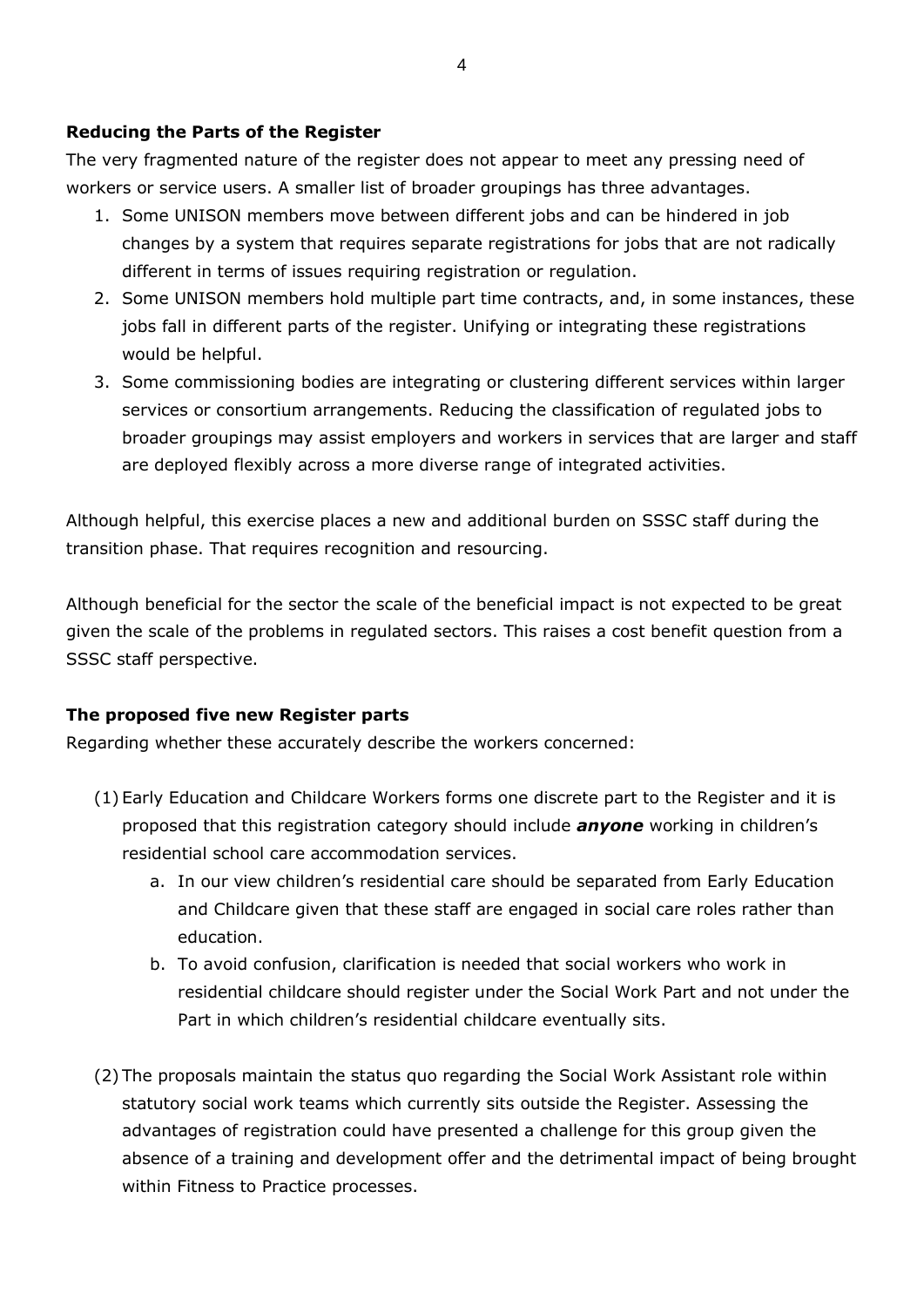**Reducing the Parts of the Register**

The very fragmented nature of the register does not appear to meet any pressing need of workers or service users. A smaller list of broader groupings has three advantages.

1. Some UNISON members move between different jobs and can be hindered in job changes by a system that requires separate registrations for jobs that are not radically different in terms of issues requiring registration or regulation.
2. Some UNISON members hold multiple part time contracts, and, in some instances, these jobs fall in different parts of the register. Unifying or integrating these registrations would be helpful.
3. Some commissioning bodies are integrating or clustering different services within larger services or consortium arrangements. Reducing the classification of regulated jobs to broader groupings may assist employers and workers in services that are larger and staff are deployed flexibly across a more diverse range of integrated activities.

Although helpful, this exercise places a new and additional burden on SSSC staff during the transition phase. That requires recognition and resourcing.

Although beneficial for the sector the scale of the beneficial impact is not expected to be great given the scale of the problems in regulated sectors. This raises a cost benefit question from a SSSC staff perspective.

**The proposed five new Register parts**

Regarding whether these accurately describe the workers concerned:

(1) Early Education and Childcare Workers forms one discrete part to the Register and it is proposed that this registration category should include ***anyone*** working in children's residential school care accommodation services.

  a. In our view children's residential care should be separated from Early Education and Childcare given that these staff are engaged in social care roles rather than education.
  b. To avoid confusion, clarification is needed that social workers who work in residential childcare should register under the Social Work Part and not under the Part in which children's residential childcare eventually sits.

(2) The proposals maintain the status quo regarding the Social Work Assistant role within statutory social work teams which currently sits outside the Register. Assessing the advantages of registration could have presented a challenge for this group given the absence of a training and development offer and the detrimental impact of being brought within Fitness to Practice processes.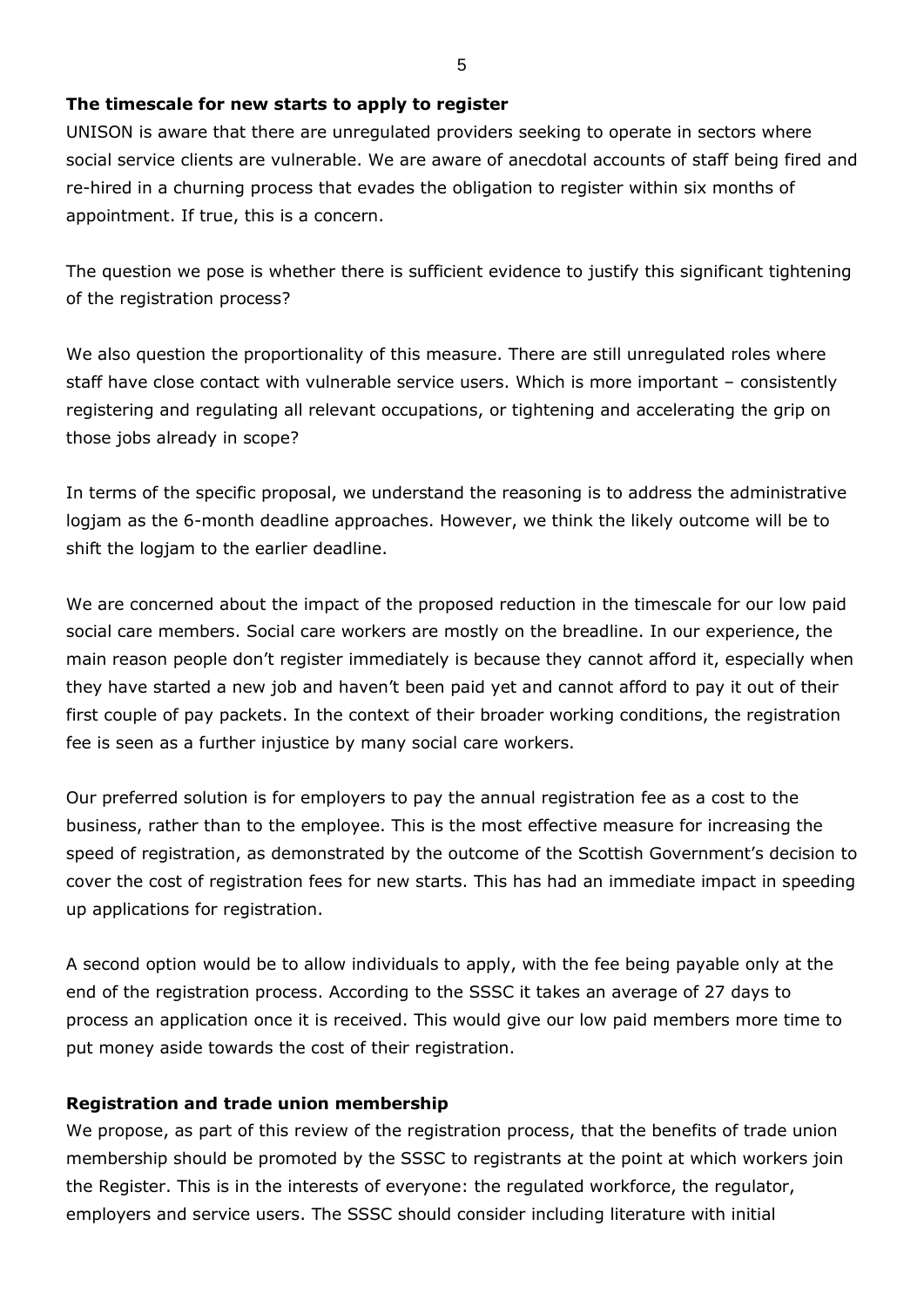**The timescale for new starts to apply to register**

UNISON is aware that there are unregulated providers seeking to operate in sectors where social service clients are vulnerable. We are aware of anecdotal accounts of staff being fired and re-hired in a churning process that evades the obligation to register within six months of appointment. If true, this is a concern.

The question we pose is whether there is sufficient evidence to justify this significant tightening of the registration process?

We also question the proportionality of this measure. There are still unregulated roles where staff have close contact with vulnerable service users. Which is more important – consistently registering and regulating all relevant occupations, or tightening and accelerating the grip on those jobs already in scope?

In terms of the specific proposal, we understand the reasoning is to address the administrative logjam as the 6-month deadline approaches. However, we think the likely outcome will be to shift the logjam to the earlier deadline.

We are concerned about the impact of the proposed reduction in the timescale for our low paid social care members. Social care workers are mostly on the breadline. In our experience, the main reason people don't register immediately is because they cannot afford it, especially when they have started a new job and haven't been paid yet and cannot afford to pay it out of their first couple of pay packets. In the context of their broader working conditions, the registration fee is seen as a further injustice by many social care workers.

Our preferred solution is for employers to pay the annual registration fee as a cost to the business, rather than to the employee. This is the most effective measure for increasing the speed of registration, as demonstrated by the outcome of the Scottish Government's decision to cover the cost of registration fees for new starts. This has had an immediate impact in speeding up applications for registration.

A second option would be to allow individuals to apply, with the fee being payable only at the end of the registration process. According to the SSSC it takes an average of 27 days to process an application once it is received. This would give our low paid members more time to put money aside towards the cost of their registration.

**Registration and trade union membership**

We propose, as part of this review of the registration process, that the benefits of trade union membership should be promoted by the SSSC to registrants at the point at which workers join the Register. This is in the interests of everyone: the regulated workforce, the regulator, employers and service users. The SSSC should consider including literature with initial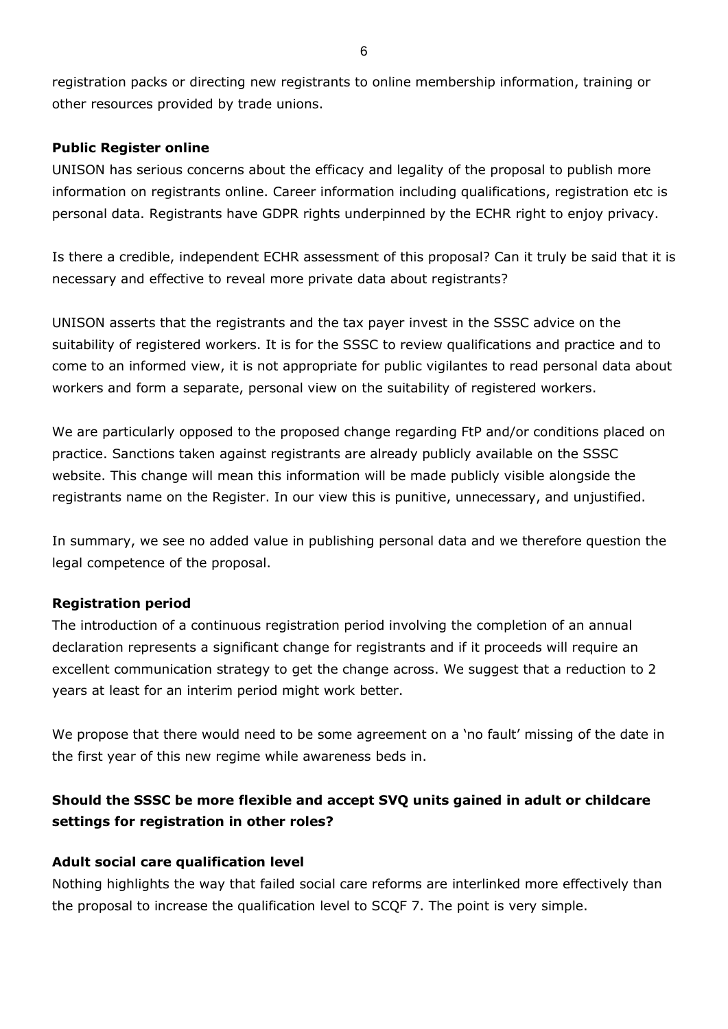registration packs or directing new registrants to online membership information, training or other resources provided by trade unions.

**Public Register online**

UNISON has serious concerns about the efficacy and legality of the proposal to publish more information on registrants online. Career information including qualifications, registration etc is personal data. Registrants have GDPR rights underpinned by the ECHR right to enjoy privacy.

Is there a credible, independent ECHR assessment of this proposal? Can it truly be said that it is necessary and effective to reveal more private data about registrants?

UNISON asserts that the registrants and the tax payer invest in the SSSC advice on the suitability of registered workers. It is for the SSSC to review qualifications and practice and to come to an informed view, it is not appropriate for public vigilantes to read personal data about workers and form a separate, personal view on the suitability of registered workers.

We are particularly opposed to the proposed change regarding FtP and/or conditions placed on practice. Sanctions taken against registrants are already publicly available on the SSSC website. This change will mean this information will be made publicly visible alongside the registrants name on the Register. In our view this is punitive, unnecessary, and unjustified.

In summary, we see no added value in publishing personal data and we therefore question the legal competence of the proposal.

**Registration period**

The introduction of a continuous registration period involving the completion of an annual declaration represents a significant change for registrants and if it proceeds will require an excellent communication strategy to get the change across. We suggest that a reduction to 2 years at least for an interim period might work better.

We propose that there would need to be some agreement on a 'no fault' missing of the date in the first year of this new regime while awareness beds in.

## Should the SSSC be more flexible and accept SVQ units gained in adult or childcare settings for registration in other roles?

**Adult social care qualification level**

Nothing highlights the way that failed social care reforms are interlinked more effectively than the proposal to increase the qualification level to SCQF 7. The point is very simple.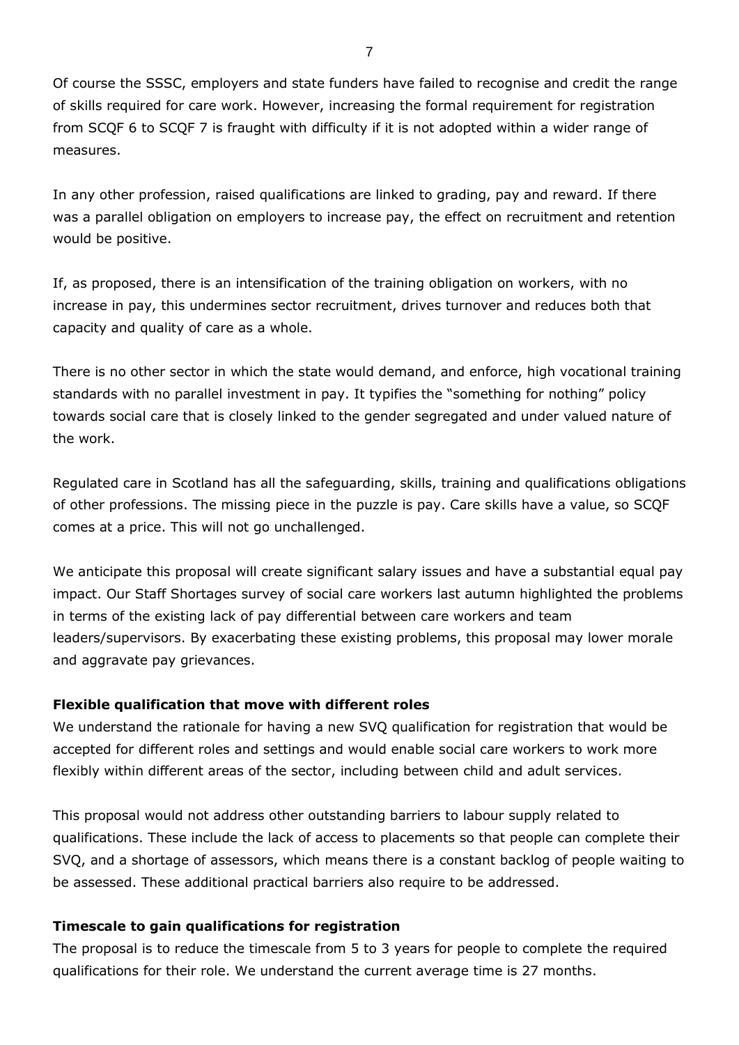Of course the SSSC, employers and state funders have failed to recognise and credit the range of skills required for care work. However, increasing the formal requirement for registration from SCQF 6 to SCQF 7 is fraught with difficulty if it is not adopted within a wider range of measures.

In any other profession, raised qualifications are linked to grading, pay and reward. If there was a parallel obligation on employers to increase pay, the effect on recruitment and retention would be positive.

If, as proposed, there is an intensification of the training obligation on workers, with no increase in pay, this undermines sector recruitment, drives turnover and reduces both that capacity and quality of care as a whole.

There is no other sector in which the state would demand, and enforce, high vocational training standards with no parallel investment in pay. It typifies the "something for nothing" policy towards social care that is closely linked to the gender segregated and under valued nature of the work.

Regulated care in Scotland has all the safeguarding, skills, training and qualifications obligations of other professions. The missing piece in the puzzle is pay. Care skills have a value, so SCQF comes at a price. This will not go unchallenged.

We anticipate this proposal will create significant salary issues and have a substantial equal pay impact. Our Staff Shortages survey of social care workers last autumn highlighted the problems in terms of the existing lack of pay differential between care workers and team leaders/supervisors. By exacerbating these existing problems, this proposal may lower morale and aggravate pay grievances.

**Flexible qualification that move with different roles**

We understand the rationale for having a new SVQ qualification for registration that would be accepted for different roles and settings and would enable social care workers to work more flexibly within different areas of the sector, including between child and adult services.

This proposal would not address other outstanding barriers to labour supply related to qualifications. These include the lack of access to placements so that people can complete their SVQ, and a shortage of assessors, which means there is a constant backlog of people waiting to be assessed. These additional practical barriers also require to be addressed.

**Timescale to gain qualifications for registration**

The proposal is to reduce the timescale from 5 to 3 years for people to complete the required qualifications for their role. We understand the current average time is 27 months.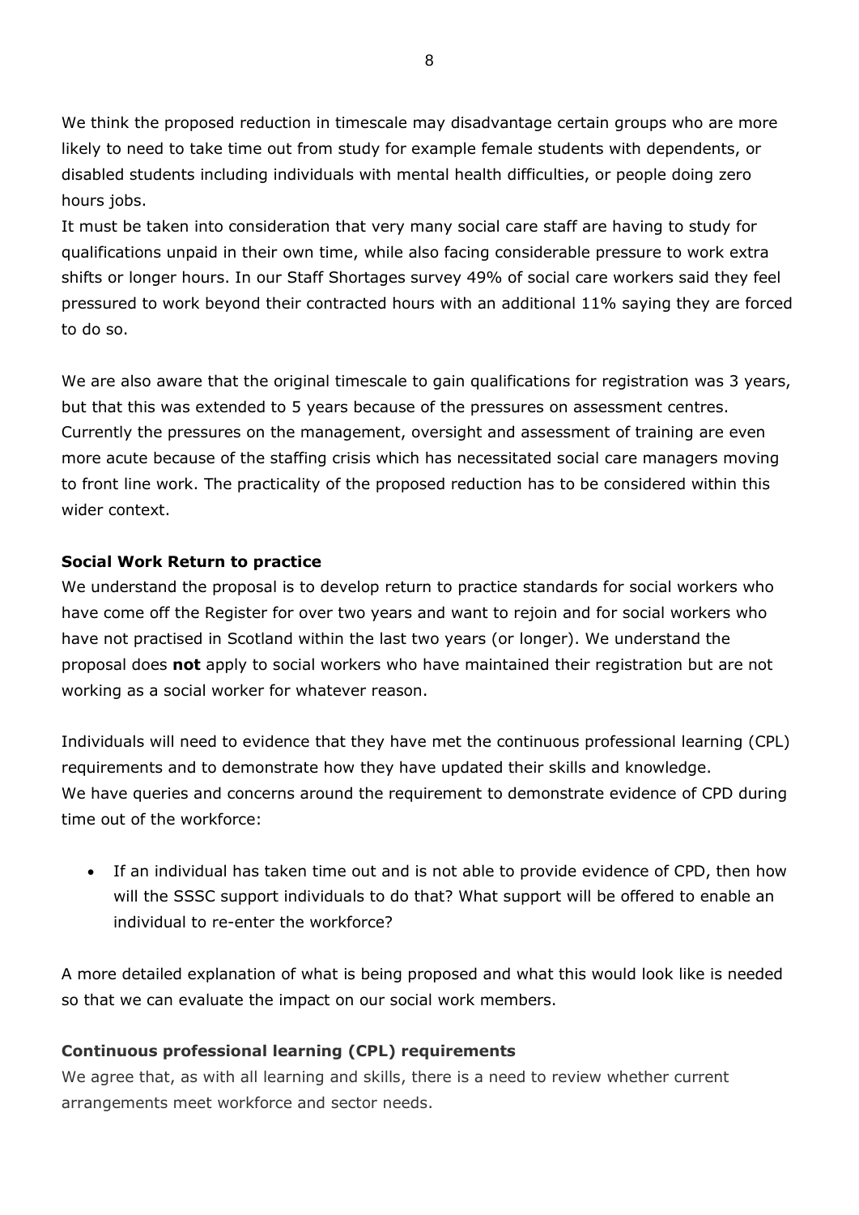We think the proposed reduction in timescale may disadvantage certain groups who are more likely to need to take time out from study for example female students with dependents, or disabled students including individuals with mental health difficulties, or people doing zero hours jobs.
It must be taken into consideration that very many social care staff are having to study for qualifications unpaid in their own time, while also facing considerable pressure to work extra shifts or longer hours. In our Staff Shortages survey 49% of social care workers said they feel pressured to work beyond their contracted hours with an additional 11% saying they are forced to do so.

We are also aware that the original timescale to gain qualifications for registration was 3 years, but that this was extended to 5 years because of the pressures on assessment centres. Currently the pressures on the management, oversight and assessment of training are even more acute because of the staffing crisis which has necessitated social care managers moving to front line work. The practicality of the proposed reduction has to be considered within this wider context.

**Social Work Return to practice**

We understand the proposal is to develop return to practice standards for social workers who have come off the Register for over two years and want to rejoin and for social workers who have not practised in Scotland within the last two years (or longer). We understand the proposal does **not** apply to social workers who have maintained their registration but are not working as a social worker for whatever reason.

Individuals will need to evidence that they have met the continuous professional learning (CPL) requirements and to demonstrate how they have updated their skills and knowledge.
We have queries and concerns around the requirement to demonstrate evidence of CPD during time out of the workforce:

- If an individual has taken time out and is not able to provide evidence of CPD, then how will the SSSC support individuals to do that? What support will be offered to enable an individual to re-enter the workforce?

A more detailed explanation of what is being proposed and what this would look like is needed so that we can evaluate the impact on our social work members.

**Continuous professional learning (CPL) requirements**

We agree that, as with all learning and skills, there is a need to review whether current arrangements meet workforce and sector needs.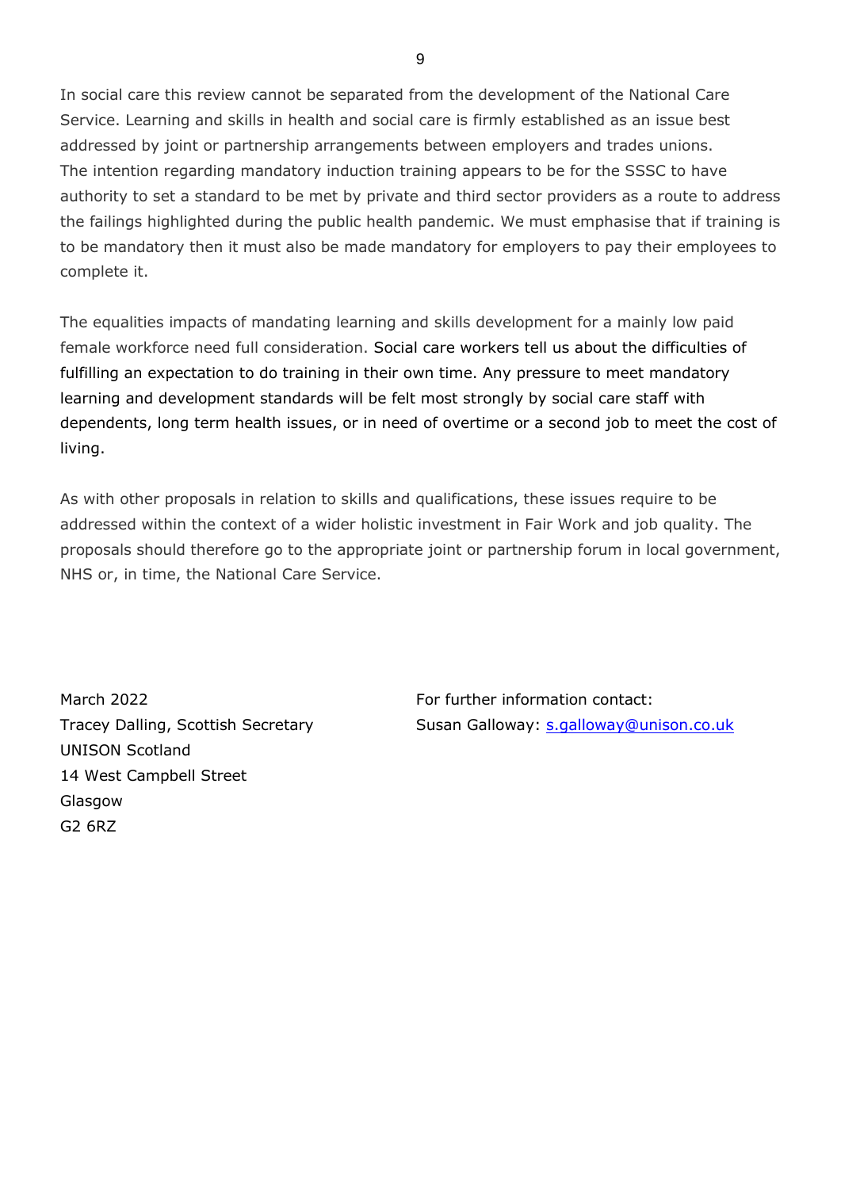In social care this review cannot be separated from the development of the National Care Service. Learning and skills in health and social care is firmly established as an issue best addressed by joint or partnership arrangements between employers and trades unions. The intention regarding mandatory induction training appears to be for the SSSC to have authority to set a standard to be met by private and third sector providers as a route to address the failings highlighted during the public health pandemic. We must emphasise that if training is to be mandatory then it must also be made mandatory for employers to pay their employees to complete it.

The equalities impacts of mandating learning and skills development for a mainly low paid female workforce need full consideration. Social care workers tell us about the difficulties of fulfilling an expectation to do training in their own time. Any pressure to meet mandatory learning and development standards will be felt most strongly by social care staff with dependents, long term health issues, or in need of overtime or a second job to meet the cost of living.

As with other proposals in relation to skills and qualifications, these issues require to be addressed within the context of a wider holistic investment in Fair Work and job quality. The proposals should therefore go to the appropriate joint or partnership forum in local government, NHS or, in time, the National Care Service.

March 2022
Tracey Dalling, Scottish Secretary
UNISON Scotland
14 West Campbell Street
Glasgow
G2 6RZ

For further information contact:
Susan Galloway: s.galloway@unison.co.uk